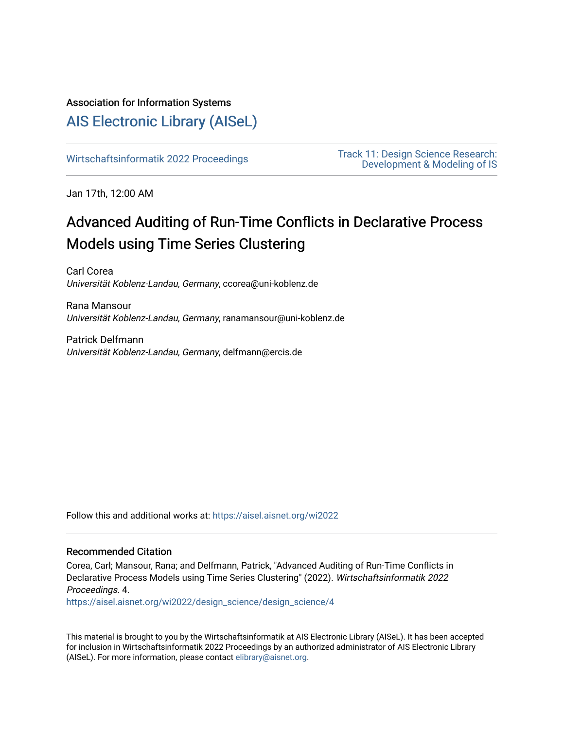Association for Information Systems

# AIS Electronic Library (AISeL)

Wirtschaftsinformatik 2022 Proceedings

Track 11: Design Science Research: Development & Modeling of IS

Jan 17th, 12:00 AM

# Advanced Auditing of Run-Time Conflicts in Declarative Process Models using Time Series Clustering

Carl Corea
*Universität Koblenz-Landau, Germany*, ccorea@uni-koblenz.de

Rana Mansour
*Universität Koblenz-Landau, Germany*, ranamansour@uni-koblenz.de

Patrick Delfmann
*Universität Koblenz-Landau, Germany*, delfmann@ercis.de

Follow this and additional works at: https://aisel.aisnet.org/wi2022

## Recommended Citation

Corea, Carl; Mansour, Rana; and Delfmann, Patrick, "Advanced Auditing of Run-Time Conflicts in Declarative Process Models using Time Series Clustering" (2022). *Wirtschaftsinformatik 2022 Proceedings*. 4.
https://aisel.aisnet.org/wi2022/design_science/design_science/4

This material is brought to you by the Wirtschaftsinformatik at AIS Electronic Library (AISeL). It has been accepted for inclusion in Wirtschaftsinformatik 2022 Proceedings by an authorized administrator of AIS Electronic Library (AISeL). For more information, please contact elibrary@aisnet.org.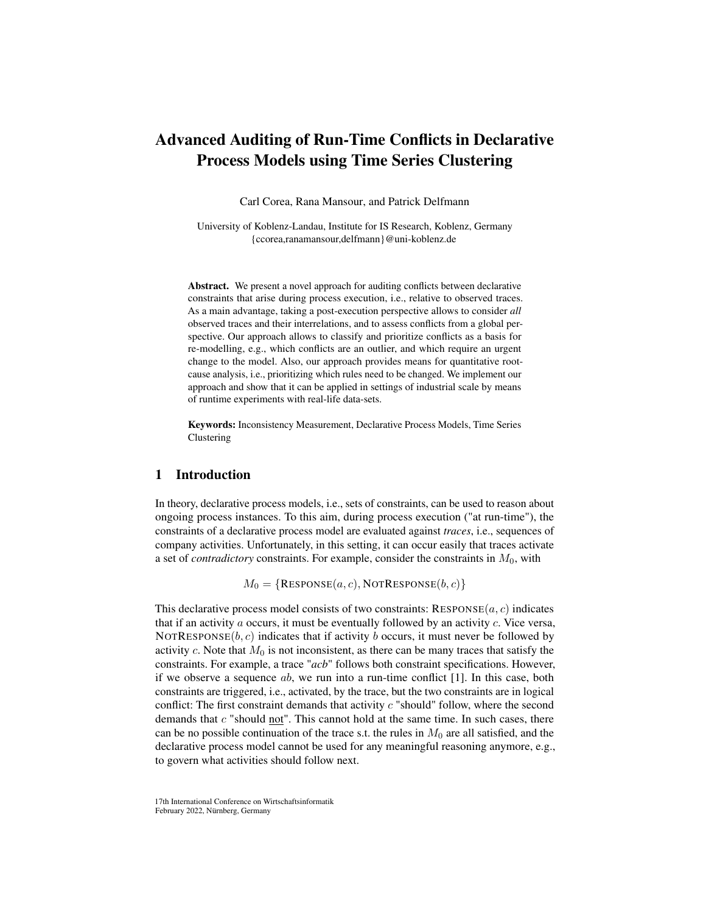# Advanced Auditing of Run-Time Conflicts in Declarative Process Models using Time Series Clustering

Carl Corea, Rana Mansour, and Patrick Delfmann

University of Koblenz-Landau, Institute for IS Research, Koblenz, Germany
{ccorea,ranamansour,delfmann}@uni-koblenz.de

**Abstract.** We present a novel approach for auditing conflicts between declarative constraints that arise during process execution, i.e., relative to observed traces. As a main advantage, taking a post-execution perspective allows to consider *all* observed traces and their interrelations, and to assess conflicts from a global perspective. Our approach allows to classify and prioritize conflicts as a basis for re-modelling, e.g., which conflicts are an outlier, and which require an urgent change to the model. Also, our approach provides means for quantitative root-cause analysis, i.e., prioritizing which rules need to be changed. We implement our approach and show that it can be applied in settings of industrial scale by means of runtime experiments with real-life data-sets.

**Keywords:** Inconsistency Measurement, Declarative Process Models, Time Series Clustering

## 1 Introduction

In theory, declarative process models, i.e., sets of constraints, can be used to reason about ongoing process instances. To this aim, during process execution ("at run-time"), the constraints of a declarative process model are evaluated against *traces*, i.e., sequences of company activities. Unfortunately, in this setting, it can occur easily that traces activate a set of *contradictory* constraints. For example, consider the constraints in $M_0$, with

$$M_0 = \{\textsc{Response}(a, c), \textsc{NotResponse}(b, c)\}$$

This declarative process model consists of two constraints: $\textsc{Response}(a, c)$ indicates that if an activity $a$ occurs, it must be eventually followed by an activity $c$. Vice versa, $\textsc{NotResponse}(b, c)$ indicates that if activity $b$ occurs, it must never be followed by activity $c$. Note that $M_0$ is not inconsistent, as there can be many traces that satisfy the constraints. For example, a trace "*acb*" follows both constraint specifications. However, if we observe a sequence $ab$, we run into a run-time conflict [1]. In this case, both constraints are triggered, i.e., activated, by the trace, but the two constraints are in logical conflict: The first constraint demands that activity $c$ "should" follow, where the second demands that $c$ "should not". This cannot hold at the same time. In such cases, there can be no possible continuation of the trace s.t. the rules in $M_0$ are all satisfied, and the declarative process model cannot be used for any meaningful reasoning anymore, e.g., to govern what activities should follow next.

17th International Conference on Wirtschaftsinformatik
February 2022, Nürnberg, Germany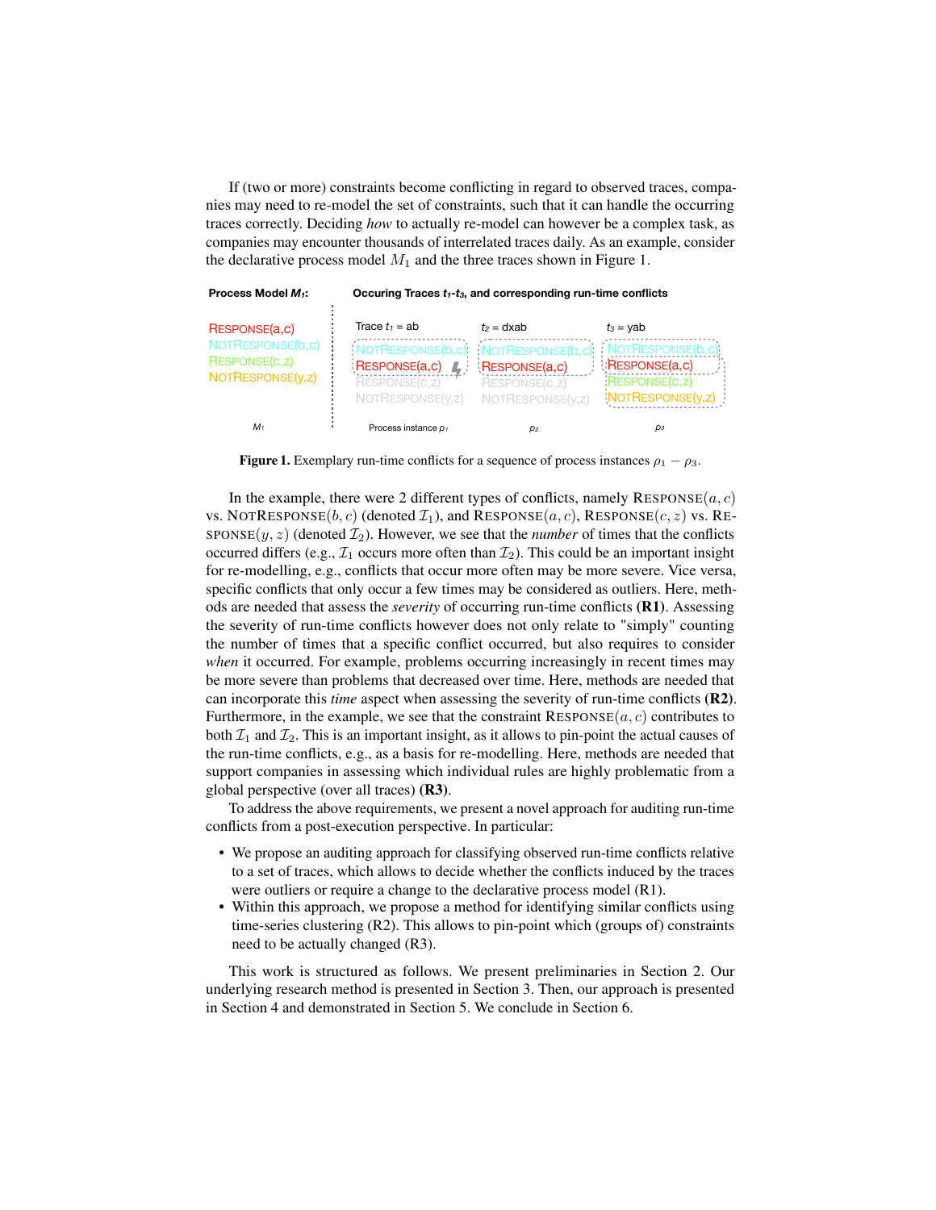If (two or more) constraints become conflicting in regard to observed traces, companies may need to re-model the set of constraints, such that it can handle the occurring traces correctly. Deciding *how* to actually re-model can however be a complex task, as companies may encounter thousands of interrelated traces daily. As an example, consider the declarative process model $M_1$ and the three traces shown in Figure 1.

**Process Model $M_1$:**

RESPONSE(a,c)
NOTRESPONSE(b,c)
RESPONSE(c,z)
NOTRESPONSE(y,z)

$M_1$

**Occuring Traces $t_1$-$t_3$, and corresponding run-time conflicts**

Trace $t_1$ = ab
NOTRESPONSE(b,c)
RESPONSE(a,c)
RESPONSE(c,z)
NOTRESPONSE(y,z)
Process instance $\rho_1$

$t_2$ = dxab
NOTRESPONSE(b,c)
RESPONSE(a,c)
RESPONSE(c,z)
NOTRESPONSE(y,z)
$\rho_2$

$t_3$ = yab
NOTRESPONSE(b,c)
RESPONSE(a,c)
RESPONSE(c,z)
NOTRESPONSE(y,z)
$\rho_3$

**Figure 1.** Exemplary run-time conflicts for a sequence of process instances $\rho_1 - \rho_3$.

In the example, there were 2 different types of conflicts, namely RESPONSE$(a, c)$ vs. NOTRESPONSE$(b, c)$ (denoted $\mathcal{I}_1$), and RESPONSE$(a, c)$, RESPONSE$(c, z)$ vs. RESPONSE$(y, z)$ (denoted $\mathcal{I}_2$). However, we see that the *number* of times that the conflicts occurred differs (e.g., $\mathcal{I}_1$ occurs more often than $\mathcal{I}_2$). This could be an important insight for re-modelling, e.g., conflicts that occur more often may be more severe. Vice versa, specific conflicts that only occur a few times may be considered as outliers. Here, methods are needed that assess the *severity* of occurring run-time conflicts **(R1)**. Assessing the severity of run-time conflicts however does not only relate to "simply" counting the number of times that a specific conflict occurred, but also requires to consider *when* it occurred. For example, problems occurring increasingly in recent times may be more severe than problems that decreased over time. Here, methods are needed that can incorporate this *time* aspect when assessing the severity of run-time conflicts **(R2)**. Furthermore, in the example, we see that the constraint RESPONSE$(a, c)$ contributes to both $\mathcal{I}_1$ and $\mathcal{I}_2$. This is an important insight, as it allows to pin-point the actual causes of the run-time conflicts, e.g., as a basis for re-modelling. Here, methods are needed that support companies in assessing which individual rules are highly problematic from a global perspective (over all traces) **(R3)**.

To address the above requirements, we present a novel approach for auditing run-time conflicts from a post-execution perspective. In particular:

- We propose an auditing approach for classifying observed run-time conflicts relative to a set of traces, which allows to decide whether the conflicts induced by the traces were outliers or require a change to the declarative process model (R1).
- Within this approach, we propose a method for identifying similar conflicts using time-series clustering (R2). This allows to pin-point which (groups of) constraints need to be actually changed (R3).

This work is structured as follows. We present preliminaries in Section 2. Our underlying research method is presented in Section 3. Then, our approach is presented in Section 4 and demonstrated in Section 5. We conclude in Section 6.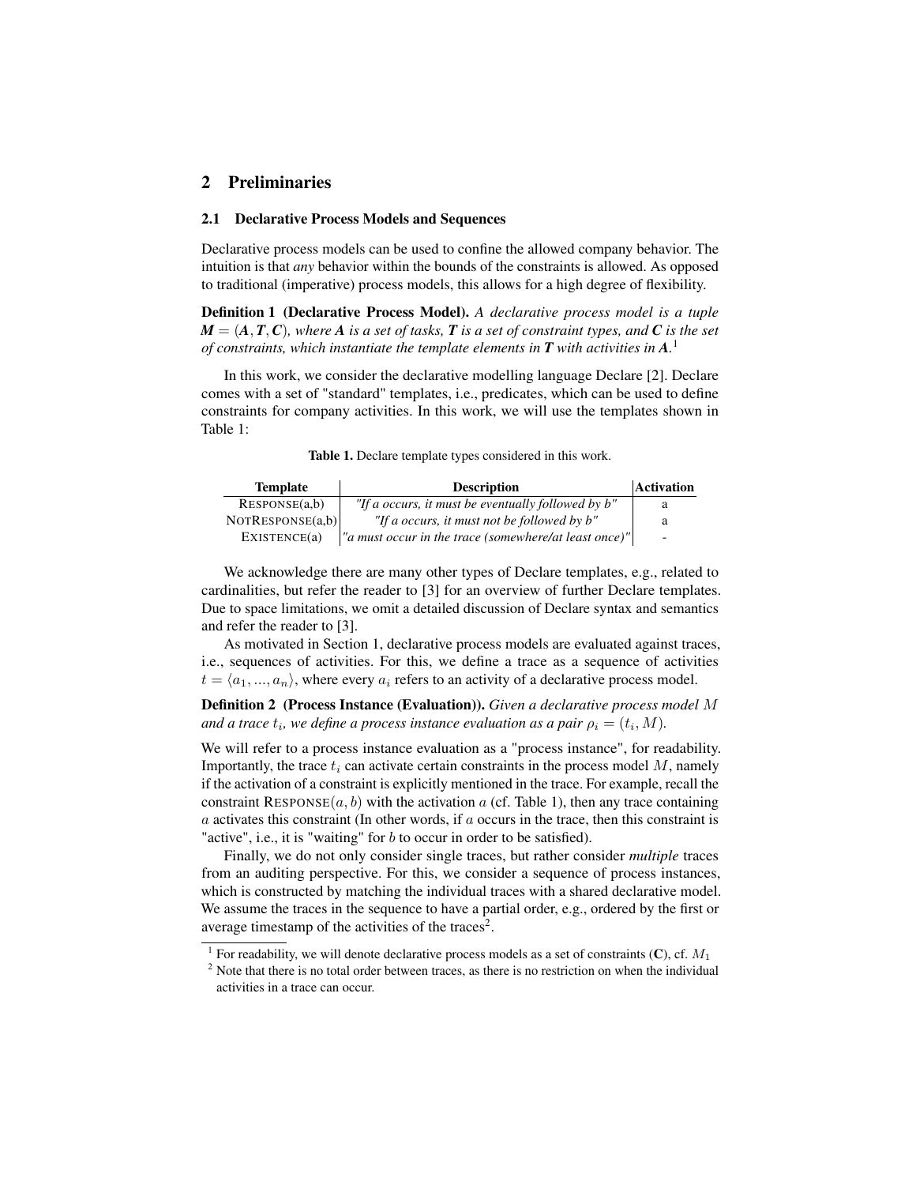## 2 Preliminaries

### 2.1 Declarative Process Models and Sequences

Declarative process models can be used to confine the allowed company behavior. The intuition is that *any* behavior within the bounds of the constraints is allowed. As opposed to traditional (imperative) process models, this allows for a high degree of flexibility.

**Definition 1 (Declarative Process Model).** *A declarative process model is a tuple* $\boldsymbol{M} = (\boldsymbol{A}, \boldsymbol{T}, \boldsymbol{C})$*, where* $\boldsymbol{A}$ *is a set of tasks,* $\boldsymbol{T}$ *is a set of constraint types, and* $\boldsymbol{C}$ *is the set of constraints, which instantiate the template elements in* $\boldsymbol{T}$ *with activities in* $\boldsymbol{A}$.[1]

In this work, we consider the declarative modelling language Declare [2]. Declare comes with a set of "standard" templates, i.e., predicates, which can be used to define constraints for company activities. In this work, we will use the templates shown in Table 1:

**Table 1.** Declare template types considered in this work.

| Template | Description | Activation |
|---|---|---|
| RESPONSE(a,b) | *"If a occurs, it must be eventually followed by b"* | a |
| NOTRESPONSE(a,b) | *"If a occurs, it must not be followed by b"* | a |
| EXISTENCE(a) | *"a must occur in the trace (somewhere/at least once)"* | - |

We acknowledge there are many other types of Declare templates, e.g., related to cardinalities, but refer the reader to [3] for an overview of further Declare templates. Due to space limitations, we omit a detailed discussion of Declare syntax and semantics and refer the reader to [3].

As motivated in Section 1, declarative process models are evaluated against traces, i.e., sequences of activities. For this, we define a trace as a sequence of activities $t = \langle a_1, ..., a_n \rangle$, where every $a_i$ refers to an activity of a declarative process model.

**Definition 2 (Process Instance (Evaluation)).** *Given a declarative process model* $M$ *and a trace* $t_i$*, we define a process instance evaluation as a pair* $\rho_i = (t_i, M)$.

We will refer to a process instance evaluation as a "process instance", for readability. Importantly, the trace $t_i$ can activate certain constraints in the process model $M$, namely if the activation of a constraint is explicitly mentioned in the trace. For example, recall the constraint RESPONSE$(a, b)$ with the activation $a$ (cf. Table 1), then any trace containing $a$ activates this constraint (In other words, if $a$ occurs in the trace, then this constraint is "active", i.e., it is "waiting" for $b$ to occur in order to be satisfied).

Finally, we do not only consider single traces, but rather consider *multiple* traces from an auditing perspective. For this, we consider a sequence of process instances, which is constructed by matching the individual traces with a shared declarative model. We assume the traces in the sequence to have a partial order, e.g., ordered by the first or average timestamp of the activities of the traces[2].

[1] For readability, we will denote declarative process models as a set of constraints (**C**), cf. $M_1$

[2] Note that there is no total order between traces, as there is no restriction on when the individual activities in a trace can occur.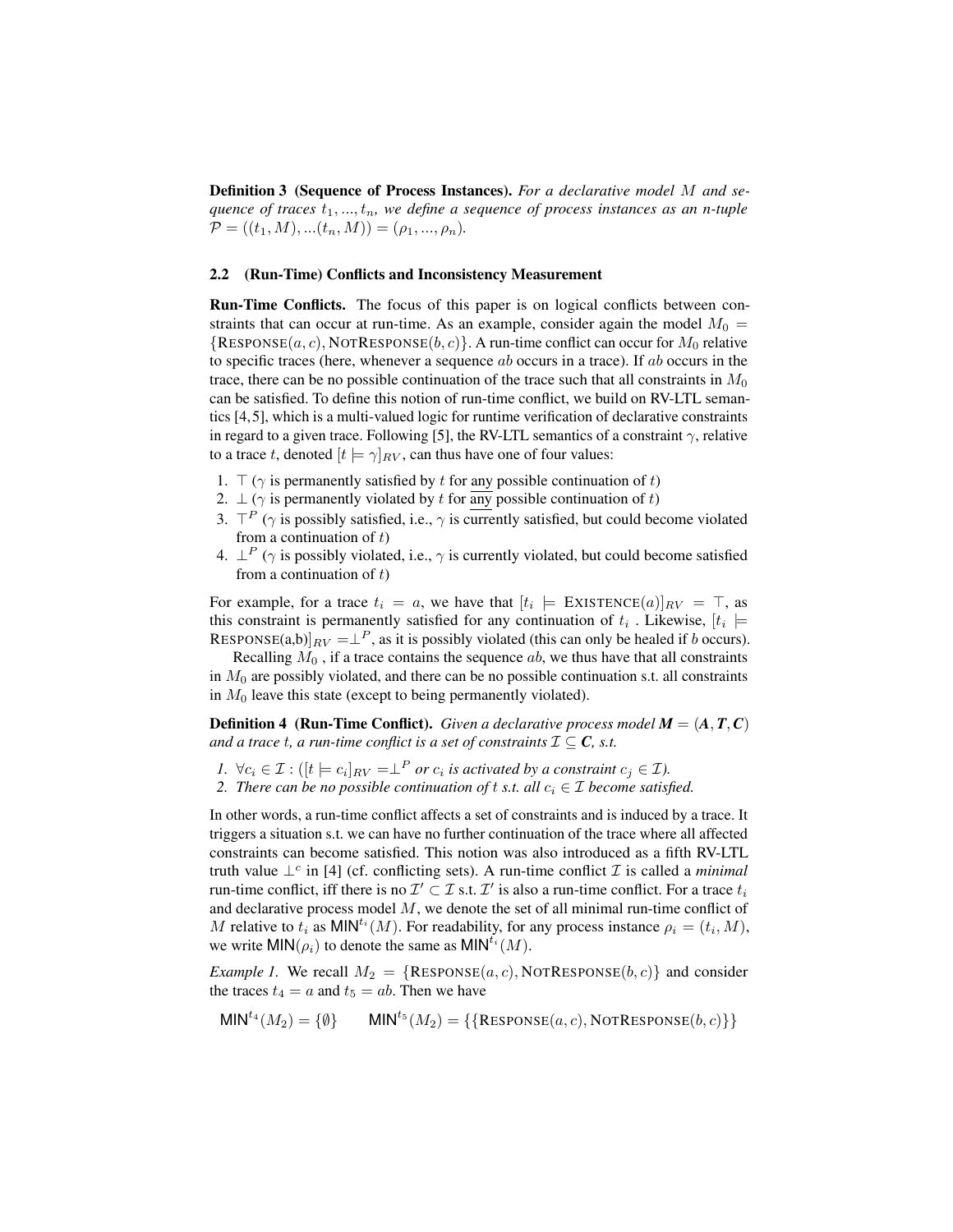**Definition 3 (Sequence of Process Instances).** *For a declarative model $M$ and sequence of traces $t_1, ..., t_n$, we define a sequence of process instances as an n-tuple $\mathcal{P} = ((t_1, M), ...(t_n, M)) = (\rho_1, ..., \rho_n)$.*

### 2.2 (Run-Time) Conflicts and Inconsistency Measurement

**Run-Time Conflicts.** The focus of this paper is on logical conflicts between constraints that can occur at run-time. As an example, consider again the model $M_0 = \{\text{RESPONSE}(a, c), \text{NOTRESPONSE}(b, c)\}$. A run-time conflict can occur for $M_0$ relative to specific traces (here, whenever a sequence $ab$ occurs in a trace). If $ab$ occurs in the trace, there can be no possible continuation of the trace such that all constraints in $M_0$ can be satisfied. To define this notion of run-time conflict, we build on RV-LTL semantics [4, 5], which is a multi-valued logic for runtime verification of declarative constraints in regard to a given trace. Following [5], the RV-LTL semantics of a constraint $\gamma$, relative to a trace $t$, denoted $[t \models \gamma]_{RV}$, can thus have one of four values:

1. $\top$ ($\gamma$ is permanently satisfied by $t$ for any possible continuation of $t$)
2. $\bot$ ($\gamma$ is permanently violated by $t$ for any possible continuation of $t$)
3. $\top^P$ ($\gamma$ is possibly satisfied, i.e., $\gamma$ is currently satisfied, but could become violated from a continuation of $t$)
4. $\bot^P$ ($\gamma$ is possibly violated, i.e., $\gamma$ is currently violated, but could become satisfied from a continuation of $t$)

For example, for a trace $t_i = a$, we have that $[t_i \models \text{EXISTENCE}(a)]_{RV} = \top$, as this constraint is permanently satisfied for any continuation of $t_i$ . Likewise, $[t_i \models \text{RESPONSE(a,b)}]_{RV} = \bot^P$, as it is possibly violated (this can only be healed if $b$ occurs).

Recalling $M_0$ , if a trace contains the sequence $ab$, we thus have that all constraints in $M_0$ are possibly violated, and there can be no possible continuation s.t. all constraints in $M_0$ leave this state (except to being permanently violated).

**Definition 4 (Run-Time Conflict).** *Given a declarative process model $\boldsymbol{M} = (\boldsymbol{A}, \boldsymbol{T}, \boldsymbol{C})$ and a trace $t$, a run-time conflict is a set of constraints $\mathcal{I} \subseteq \boldsymbol{C}$, s.t.*

1. *$\forall c_i \in \mathcal{I} : ([t \models c_i]_{RV} = \bot^P$ or $c_i$ is activated by a constraint $c_j \in \mathcal{I})$.*
2. *There can be no possible continuation of $t$ s.t. all $c_i \in \mathcal{I}$ become satisfied.*

In other words, a run-time conflict affects a set of constraints and is induced by a trace. It triggers a situation s.t. we can have no further continuation of the trace where all affected constraints can become satisfied. This notion was also introduced as a fifth RV-LTL truth value $\bot^c$ in [4] (cf. conflicting sets). A run-time conflict $\mathcal{I}$ is called a *minimal* run-time conflict, iff there is no $\mathcal{I}' \subset \mathcal{I}$ s.t. $\mathcal{I}'$ is also a run-time conflict. For a trace $t_i$ and declarative process model $M$, we denote the set of all minimal run-time conflict of $M$ relative to $t_i$ as $\mathsf{MIN}^{t_i}(M)$. For readability, for any process instance $\rho_i = (t_i, M)$, we write $\mathsf{MIN}(\rho_i)$ to denote the same as $\mathsf{MIN}^{t_i}(M)$.

*Example 1.* We recall $M_2 = \{\text{RESPONSE}(a, c), \text{NOTRESPONSE}(b, c)\}$ and consider the traces $t_4 = a$ and $t_5 = ab$. Then we have

$$\mathsf{MIN}^{t_4}(M_2) = \{\emptyset\} \qquad \mathsf{MIN}^{t_5}(M_2) = \{\{\text{RESPONSE}(a, c), \text{NOTRESPONSE}(b, c)\}\}$$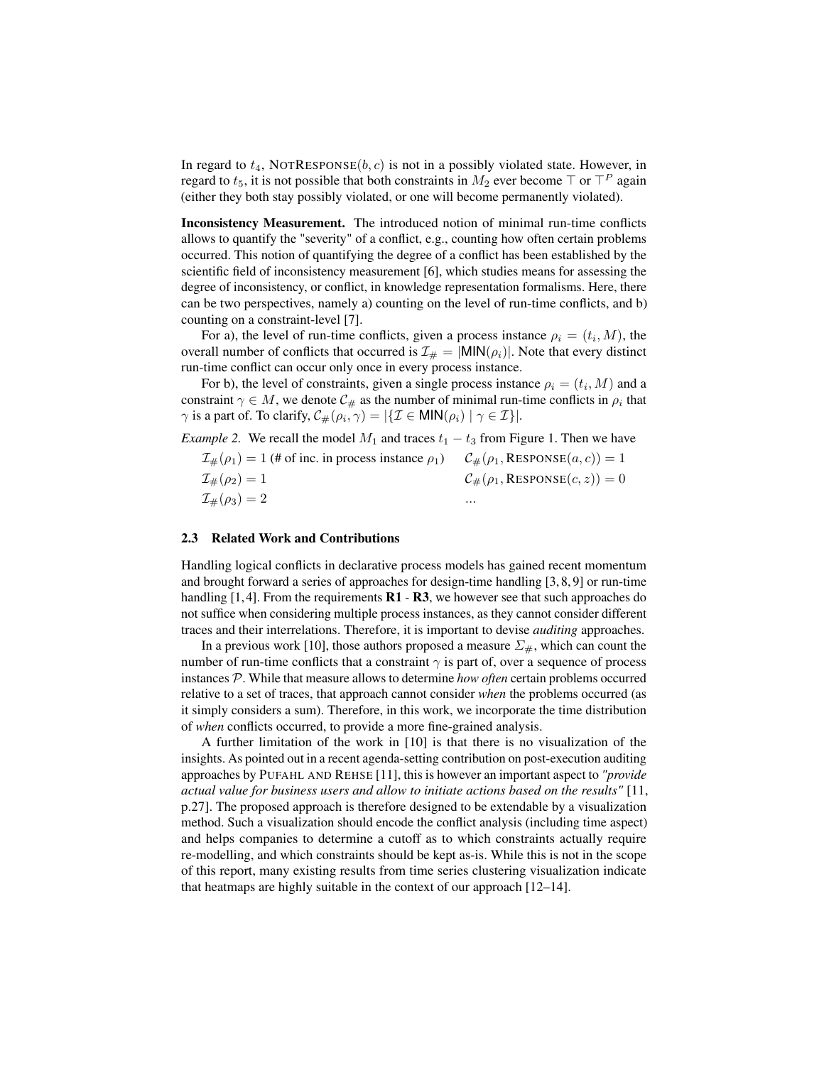In regard to $t_4$, NOTRESPONSE$(b, c)$ is not in a possibly violated state. However, in regard to $t_5$, it is not possible that both constraints in $M_2$ ever become $\top$ or $\top^P$ again (either they both stay possibly violated, or one will become permanently violated).

**Inconsistency Measurement.** The introduced notion of minimal run-time conflicts allows to quantify the "severity" of a conflict, e.g., counting how often certain problems occurred. This notion of quantifying the degree of a conflict has been established by the scientific field of inconsistency measurement [6], which studies means for assessing the degree of inconsistency, or conflict, in knowledge representation formalisms. Here, there can be two perspectives, namely a) counting on the level of run-time conflicts, and b) counting on a constraint-level [7].

For a), the level of run-time conflicts, given a process instance $\rho_i = (t_i, M)$, the overall number of conflicts that occurred is $\mathcal{I}_\# = |\mathsf{MIN}(\rho_i)|$. Note that every distinct run-time conflict can occur only once in every process instance.

For b), the level of constraints, given a single process instance $\rho_i = (t_i, M)$ and a constraint $\gamma \in M$, we denote $\mathcal{C}_\#$ as the number of minimal run-time conflicts in $\rho_i$ that $\gamma$ is a part of. To clarify, $\mathcal{C}_\#(\rho_i, \gamma) = |\{\mathcal{I} \in \mathsf{MIN}(\rho_i) \mid \gamma \in \mathcal{I}\}|$.

*Example 2.* We recall the model $M_1$ and traces $t_1 - t_3$ from Figure 1. Then we have

$\mathcal{I}_\#(\rho_1) = 1$ (# of inc. in process instance $\rho_1$) $\quad \mathcal{C}_\#(\rho_1, \text{RESPONSE}(a, c)) = 1$

$\mathcal{I}_\#(\rho_2) = 1 \quad \mathcal{C}_\#(\rho_1, \text{RESPONSE}(c, z)) = 0$

$\mathcal{I}_\#(\rho_3) = 2 \quad \ldots$

### 2.3 Related Work and Contributions

Handling logical conflicts in declarative process models has gained recent momentum and brought forward a series of approaches for design-time handling [3, 8, 9] or run-time handling [1, 4]. From the requirements **R1** - **R3**, we however see that such approaches do not suffice when considering multiple process instances, as they cannot consider different traces and their interrelations. Therefore, it is important to devise *auditing* approaches.

In a previous work [10], those authors proposed a measure $\Sigma_\#$, which can count the number of run-time conflicts that a constraint $\gamma$ is part of, over a sequence of process instances $\mathcal{P}$. While that measure allows to determine *how often* certain problems occurred relative to a set of traces, that approach cannot consider *when* the problems occurred (as it simply considers a sum). Therefore, in this work, we incorporate the time distribution of *when* conflicts occurred, to provide a more fine-grained analysis.

A further limitation of the work in [10] is that there is no visualization of the insights. As pointed out in a recent agenda-setting contribution on post-execution auditing approaches by PUFAHL AND REHSE [11], this is however an important aspect to *"provide actual value for business users and allow to initiate actions based on the results"* [11, p.27]. The proposed approach is therefore designed to be extendable by a visualization method. Such a visualization should encode the conflict analysis (including time aspect) and helps companies to determine a cutoff as to which constraints actually require re-modelling, and which constraints should be kept as-is. While this is not in the scope of this report, many existing results from time series clustering visualization indicate that heatmaps are highly suitable in the context of our approach [12–14].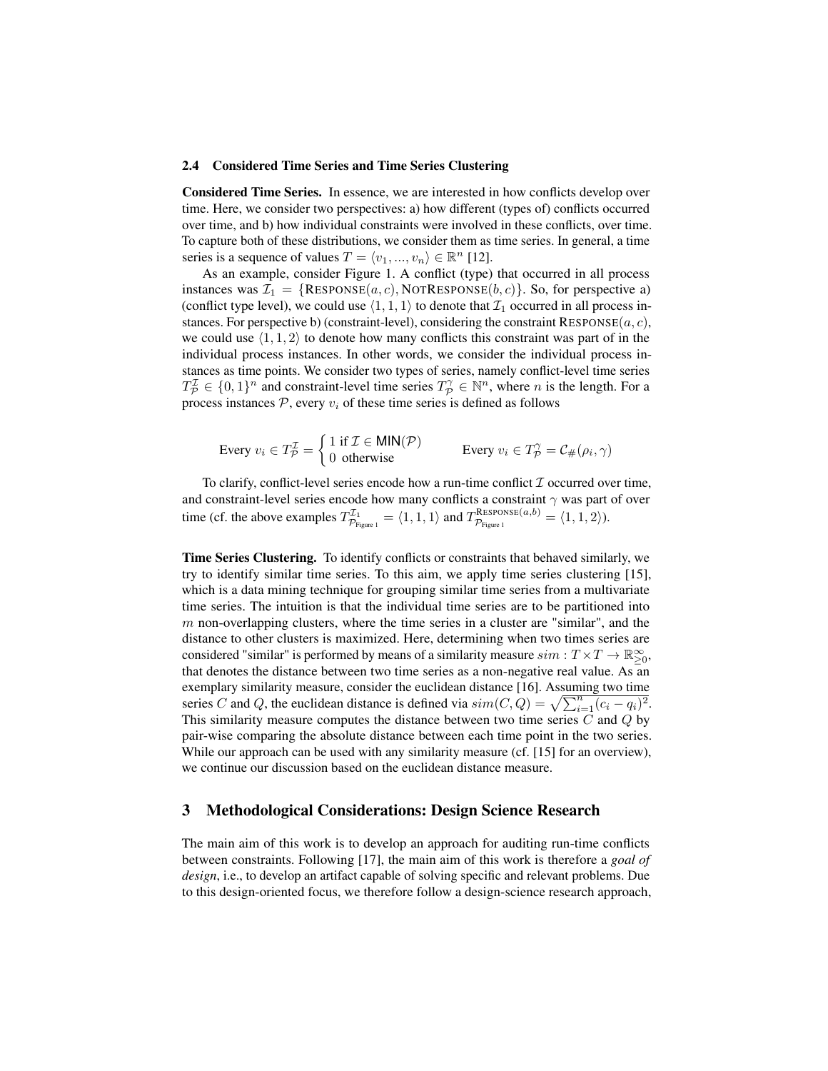### 2.4 Considered Time Series and Time Series Clustering

**Considered Time Series.** In essence, we are interested in how conflicts develop over time. Here, we consider two perspectives: a) how different (types of) conflicts occurred over time, and b) how individual constraints were involved in these conflicts, over time. To capture both of these distributions, we consider them as time series. In general, a time series is a sequence of values $T = \langle v_1, ..., v_n \rangle \in \mathbb{R}^n$ [12].

As an example, consider Figure 1. A conflict (type) that occurred in all process instances was $\mathcal{I}_1 = \{\text{RESPONSE}(a, c), \text{NOTRESPONSE}(b, c)\}$. So, for perspective a) (conflict type level), we could use $\langle 1, 1, 1 \rangle$ to denote that $\mathcal{I}_1$ occurred in all process instances. For perspective b) (constraint-level), considering the constraint $\text{RESPONSE}(a, c)$, we could use $\langle 1, 1, 2 \rangle$ to denote how many conflicts this constraint was part of in the individual process instances. In other words, we consider the individual process instances as time points. We consider two types of series, namely conflict-level time series $T^{\mathcal{I}}_{\mathcal{P}} \in \{0, 1\}^n$ and constraint-level time series $T^{\gamma}_{\mathcal{P}} \in \mathbb{N}^n$, where $n$ is the length. For a process instances $\mathcal{P}$, every $v_i$ of these time series is defined as follows

$$\text{Every } v_i \in T^{\mathcal{I}}_{\mathcal{P}} = \begin{cases} 1 \text{ if } \mathcal{I} \in \mathsf{MIN}(\mathcal{P}) \\ 0 \text{ otherwise} \end{cases} \qquad \text{Every } v_i \in T^{\gamma}_{\mathcal{P}} = \mathcal{C}_{\#}(\rho_i, \gamma)$$

To clarify, conflict-level series encode how a run-time conflict $\mathcal{I}$ occurred over time, and constraint-level series encode how many conflicts a constraint $\gamma$ was part of over time (cf. the above examples $T^{\mathcal{I}_1}_{\mathcal{P}_{\text{Figure 1}}} = \langle 1, 1, 1 \rangle$ and $T^{\text{RESPONSE}(a,b)}_{\mathcal{P}_{\text{Figure 1}}} = \langle 1, 1, 2 \rangle$).

**Time Series Clustering.** To identify conflicts or constraints that behaved similarly, we try to identify similar time series. To this aim, we apply time series clustering [15], which is a data mining technique for grouping similar time series from a multivariate time series. The intuition is that the individual time series are to be partitioned into $m$ non-overlapping clusters, where the time series in a cluster are "similar", and the distance to other clusters is maximized. Here, determining when two times series are considered "similar" is performed by means of a similarity measure $sim : T \times T \to \mathbb{R}^{\infty}_{\geq 0}$, that denotes the distance between two time series as a non-negative real value. As an exemplary similarity measure, consider the euclidean distance [16]. Assuming two time series $C$ and $Q$, the euclidean distance is defined via $sim(C, Q) = \sqrt{\sum_{i=1}^{n} (c_i - q_i)^2}$. This similarity measure computes the distance between two time series $C$ and $Q$ by pair-wise comparing the absolute distance between each time point in the two series. While our approach can be used with any similarity measure (cf. [15] for an overview), we continue our discussion based on the euclidean distance measure.

## 3 Methodological Considerations: Design Science Research

The main aim of this work is to develop an approach for auditing run-time conflicts between constraints. Following [17], the main aim of this work is therefore a *goal of design*, i.e., to develop an artifact capable of solving specific and relevant problems. Due to this design-oriented focus, we therefore follow a design-science research approach,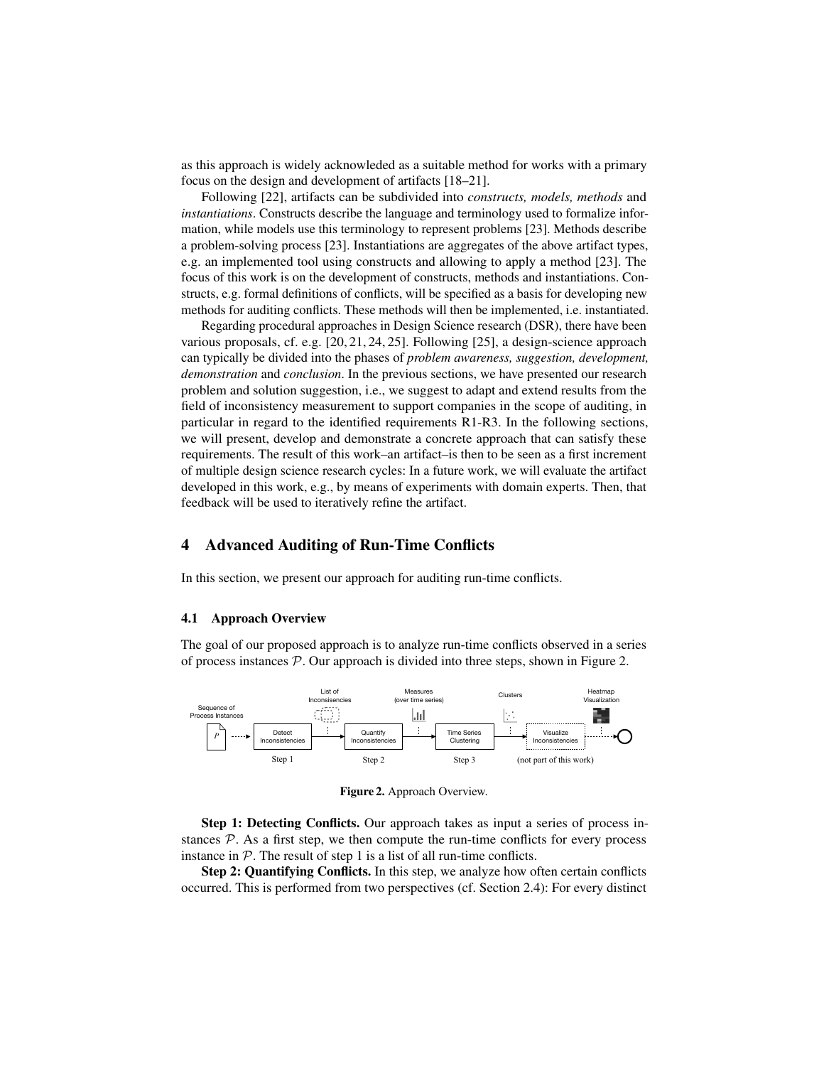as this approach is widely acknowleded as a suitable method for works with a primary focus on the design and development of artifacts [18–21].

Following [22], artifacts can be subdivided into *constructs, models, methods* and *instantiations*. Constructs describe the language and terminology used to formalize information, while models use this terminology to represent problems [23]. Methods describe a problem-solving process [23]. Instantiations are aggregates of the above artifact types, e.g. an implemented tool using constructs and allowing to apply a method [23]. The focus of this work is on the development of constructs, methods and instantiations. Constructs, e.g. formal definitions of conflicts, will be specified as a basis for developing new methods for auditing conflicts. These methods will then be implemented, i.e. instantiated.

Regarding procedural approaches in Design Science research (DSR), there have been various proposals, cf. e.g. [20, 21, 24, 25]. Following [25], a design-science approach can typically be divided into the phases of *problem awareness, suggestion, development, demonstration* and *conclusion*. In the previous sections, we have presented our research problem and solution suggestion, i.e., we suggest to adapt and extend results from the field of inconsistency measurement to support companies in the scope of auditing, in particular in regard to the identified requirements R1-R3. In the following sections, we will present, develop and demonstrate a concrete approach that can satisfy these requirements. The result of this work–an artifact–is then to be seen as a first increment of multiple design science research cycles: In a future work, we will evaluate the artifact developed in this work, e.g., by means of experiments with domain experts. Then, that feedback will be used to iteratively refine the artifact.

## 4 Advanced Auditing of Run-Time Conflicts

In this section, we present our approach for auditing run-time conflicts.

### 4.1 Approach Overview

The goal of our proposed approach is to analyze run-time conflicts observed in a series of process instances $\mathcal{P}$. Our approach is divided into three steps, shown in Figure 2.

Sequence of Process Instances
P
Detect Inconsistencies
Step 1
List of Inconsisencies
Quantify Inconsistencies
Step 2
Measures (over time series)
Time Series Clustering
Step 3
Clusters
Visualize Inconsistencies
(not part of this work)
Heatmap Visualization

**Figure 2.** Approach Overview.

**Step 1: Detecting Conflicts.** Our approach takes as input a series of process instances $\mathcal{P}$. As a first step, we then compute the run-time conflicts for every process instance in $\mathcal{P}$. The result of step 1 is a list of all run-time conflicts.

**Step 2: Quantifying Conflicts.** In this step, we analyze how often certain conflicts occurred. This is performed from two perspectives (cf. Section 2.4): For every distinct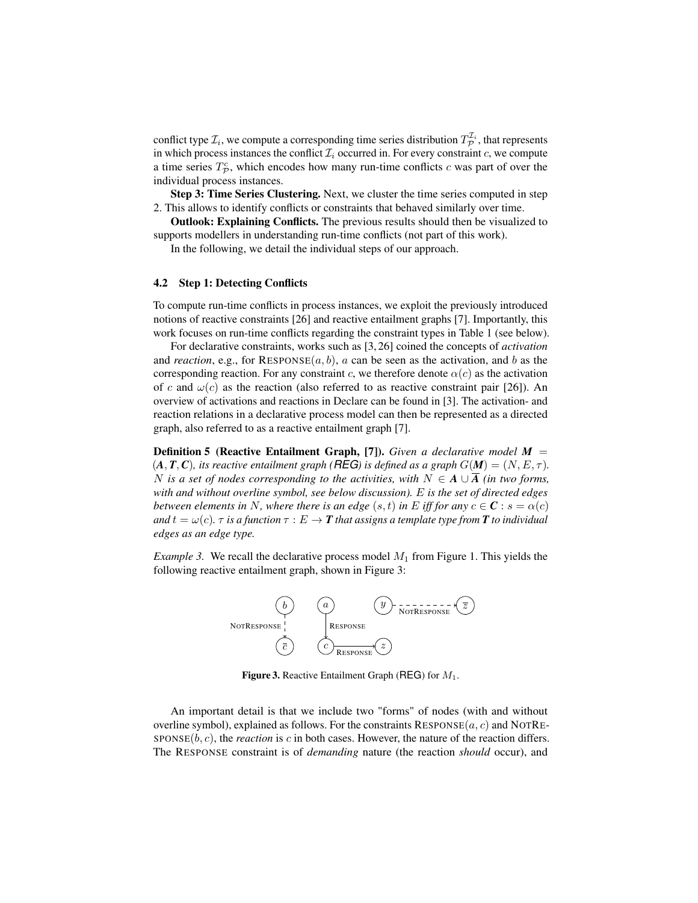conflict type $\mathcal{I}_i$, we compute a corresponding time series distribution $T_{\mathcal{P}}^{\mathcal{I}_i}$, that represents in which process instances the conflict $\mathcal{I}_i$ occurred in. For every constraint $c$, we compute a time series $T_{\mathcal{P}}^{c}$, which encodes how many run-time conflicts $c$ was part of over the individual process instances.

**Step 3: Time Series Clustering.** Next, we cluster the time series computed in step 2. This allows to identify conflicts or constraints that behaved similarly over time.

**Outlook: Explaining Conflicts.** The previous results should then be visualized to supports modellers in understanding run-time conflicts (not part of this work).

In the following, we detail the individual steps of our approach.

### 4.2 Step 1: Detecting Conflicts

To compute run-time conflicts in process instances, we exploit the previously introduced notions of reactive constraints [26] and reactive entailment graphs [7]. Importantly, this work focuses on run-time conflicts regarding the constraint types in Table 1 (see below).

For declarative constraints, works such as [3, 26] coined the concepts of *activation* and *reaction*, e.g., for RESPONSE$(a, b)$, $a$ can be seen as the activation, and $b$ as the corresponding reaction. For any constraint $c$, we therefore denote $\alpha(c)$ as the activation of $c$ and $\omega(c)$ as the reaction (also referred to as reactive constraint pair [26]). An overview of activations and reactions in Declare can be found in [3]. The activation- and reaction relations in a declarative process model can then be represented as a directed graph, also referred to as a reactive entailment graph [7].

**Definition 5 (Reactive Entailment Graph, [7]).** *Given a declarative model $\boldsymbol{M} = (\boldsymbol{A}, \boldsymbol{T}, \boldsymbol{C})$, its reactive entailment graph (REG) is defined as a graph $G(\boldsymbol{M}) = (N, E, \tau)$. $N$ is a set of nodes corresponding to the activities, with $N \in \boldsymbol{A} \cup \overline{\boldsymbol{A}}$ (in two forms, with and without overline symbol, see below discussion). $E$ is the set of directed edges between elements in $N$, where there is an edge $(s, t)$ in $E$ iff for any $c \in \boldsymbol{C}$ : $s = \alpha(c)$ and $t = \omega(c)$. $\tau$ is a function $\tau : E \to \boldsymbol{T}$ that assigns a template type from $\boldsymbol{T}$ to individual edges as an edge type.*

*Example 3.* We recall the declarative process model $M_1$ from Figure 1. This yields the following reactive entailment graph, shown in Figure 3:

**Figure 3.** Reactive Entailment Graph (REG) for $M_1$.

An important detail is that we include two "forms" of nodes (with and without overline symbol), explained as follows. For the constraints RESPONSE$(a, c)$ and NOTRESPONSE$(b, c)$, the *reaction* is $c$ in both cases. However, the nature of the reaction differs. The RESPONSE constraint is of *demanding* nature (the reaction *should* occur), and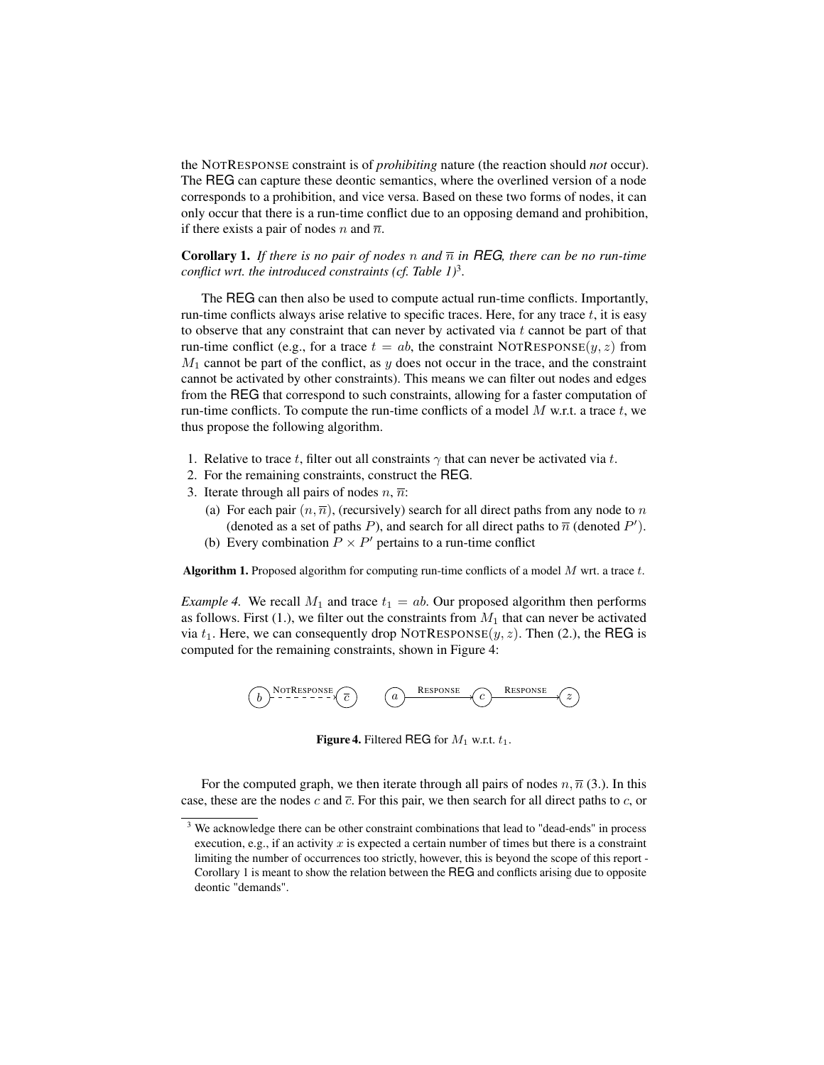the NotResponse constraint is of *prohibiting* nature (the reaction should *not* occur). The REG can capture these deontic semantics, where the overlined version of a node corresponds to a prohibition, and vice versa. Based on these two forms of nodes, it can only occur that there is a run-time conflict due to an opposing demand and prohibition, if there exists a pair of nodes $n$ and $\overline{n}$.

**Corollary 1.** *If there is no pair of nodes $n$ and $\overline{n}$ in REG, there can be no run-time conflict wrt. the introduced constraints (cf. Table 1)*[3].

The REG can then also be used to compute actual run-time conflicts. Importantly, run-time conflicts always arise relative to specific traces. Here, for any trace $t$, it is easy to observe that any constraint that can never by activated via $t$ cannot be part of that run-time conflict (e.g., for a trace $t = ab$, the constraint NotResponse$(y, z)$ from $M_1$ cannot be part of the conflict, as $y$ does not occur in the trace, and the constraint cannot be activated by other constraints). This means we can filter out nodes and edges from the REG that correspond to such constraints, allowing for a faster computation of run-time conflicts. To compute the run-time conflicts of a model $M$ w.r.t. a trace $t$, we thus propose the following algorithm.

1. Relative to trace $t$, filter out all constraints $\gamma$ that can never be activated via $t$.
2. For the remaining constraints, construct the REG.
3. Iterate through all pairs of nodes $n, \overline{n}$:
   (a) For each pair $(n, \overline{n})$, (recursively) search for all direct paths from any node to $n$ (denoted as a set of paths $P$), and search for all direct paths to $\overline{n}$ (denoted $P'$).
   (b) Every combination $P \times P'$ pertains to a run-time conflict

**Algorithm 1.** Proposed algorithm for computing run-time conflicts of a model $M$ wrt. a trace $t$.

*Example 4.* We recall $M_1$ and trace $t_1 = ab$. Our proposed algorithm then performs as follows. First (1.), we filter out the constraints from $M_1$ that can never be activated via $t_1$. Here, we can consequently drop NotResponse$(y, z)$. Then (2.), the REG is computed for the remaining constraints, shown in Figure 4:

b
NotResponse
$\overline{c}$
a
Response
c
Response
z

**Figure 4.** Filtered REG for $M_1$ w.r.t. $t_1$.

For the computed graph, we then iterate through all pairs of nodes $n, \overline{n}$ (3.). In this case, these are the nodes $c$ and $\overline{c}$. For this pair, we then search for all direct paths to $c$, or

[3] We acknowledge there can be other constraint combinations that lead to "dead-ends" in process execution, e.g., if an activity $x$ is expected a certain number of times but there is a constraint limiting the number of occurrences too strictly, however, this is beyond the scope of this report - Corollary 1 is meant to show the relation between the REG and conflicts arising due to opposite deontic "demands".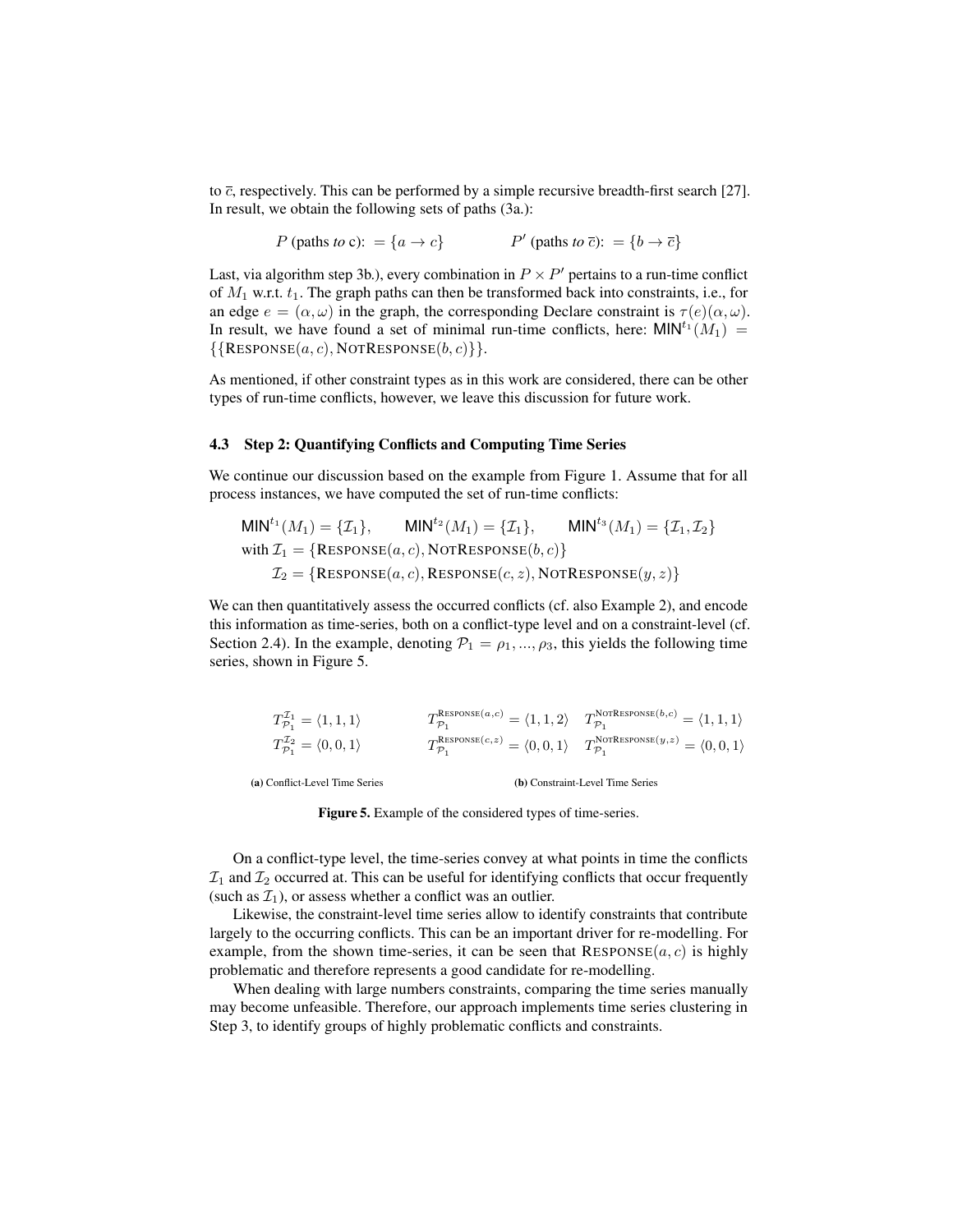to $\overline{c}$, respectively. This can be performed by a simple recursive breadth-first search [27]. In result, we obtain the following sets of paths (3a.):

$$P \text{ (paths } \textit{to} \text{ c): } = \{a \rightarrow c\} \qquad\qquad P' \text{ (paths } \textit{to}\ \overline{c}\text{): } = \{b \rightarrow \overline{c}\}$$

Last, via algorithm step 3b.), every combination in $P \times P'$ pertains to a run-time conflict of $M_1$ w.r.t. $t_1$. The graph paths can then be transformed back into constraints, i.e., for an edge $e = (\alpha, \omega)$ in the graph, the corresponding Declare constraint is $\tau(e)(\alpha, \omega)$. In result, we have found a set of minimal run-time conflicts, here: $\mathsf{MIN}^{t_1}(M_1) = \{\{\textsc{Response}(a, c), \textsc{NotResponse}(b, c)\}\}$.

As mentioned, if other constraint types as in this work are considered, there can be other types of run-time conflicts, however, we leave this discussion for future work.

### 4.3 Step 2: Quantifying Conflicts and Computing Time Series

We continue our discussion based on the example from Figure 1. Assume that for all process instances, we have computed the set of run-time conflicts:

$$\begin{aligned}
&\mathsf{MIN}^{t_1}(M_1) = \{\mathcal{I}_1\}, \qquad \mathsf{MIN}^{t_2}(M_1) = \{\mathcal{I}_1\}, \qquad \mathsf{MIN}^{t_3}(M_1) = \{\mathcal{I}_1, \mathcal{I}_2\} \\
&\text{with } \mathcal{I}_1 = \{\textsc{Response}(a, c), \textsc{NotResponse}(b, c)\} \\
&\qquad \mathcal{I}_2 = \{\textsc{Response}(a, c), \textsc{Response}(c, z), \textsc{NotResponse}(y, z)\}
\end{aligned}$$

We can then quantitatively assess the occurred conflicts (cf. also Example 2), and encode this information as time-series, both on a conflict-type level and on a constraint-level (cf. Section 2.4). In the example, denoting $\mathcal{P}_1 = \rho_1, ..., \rho_3$, this yields the following time series, shown in Figure 5.

$$T_{\mathcal{P}_1}^{\mathcal{I}_1} = \langle 1, 1, 1 \rangle \qquad T_{\mathcal{P}_1}^{\mathcal{I}_2} = \langle 0, 0, 1 \rangle$$

**(a)** Conflict-Level Time Series

$$T_{\mathcal{P}_1}^{\textsc{Response}(a,c)} = \langle 1, 1, 2 \rangle \quad T_{\mathcal{P}_1}^{\textsc{NotResponse}(b,c)} = \langle 1, 1, 1 \rangle$$
$$T_{\mathcal{P}_1}^{\textsc{Response}(c,z)} = \langle 0, 0, 1 \rangle \quad T_{\mathcal{P}_1}^{\textsc{NotResponse}(y,z)} = \langle 0, 0, 1 \rangle$$

**(b)** Constraint-Level Time Series

**Figure 5.** Example of the considered types of time-series.

On a conflict-type level, the time-series convey at what points in time the conflicts $\mathcal{I}_1$ and $\mathcal{I}_2$ occurred at. This can be useful for identifying conflicts that occur frequently (such as $\mathcal{I}_1$), or assess whether a conflict was an outlier.

Likewise, the constraint-level time series allow to identify constraints that contribute largely to the occurring conflicts. This can be an important driver for re-modelling. For example, from the shown time-series, it can be seen that $\textsc{Response}(a, c)$ is highly problematic and therefore represents a good candidate for re-modelling.

When dealing with large numbers constraints, comparing the time series manually may become unfeasible. Therefore, our approach implements time series clustering in Step 3, to identify groups of highly problematic conflicts and constraints.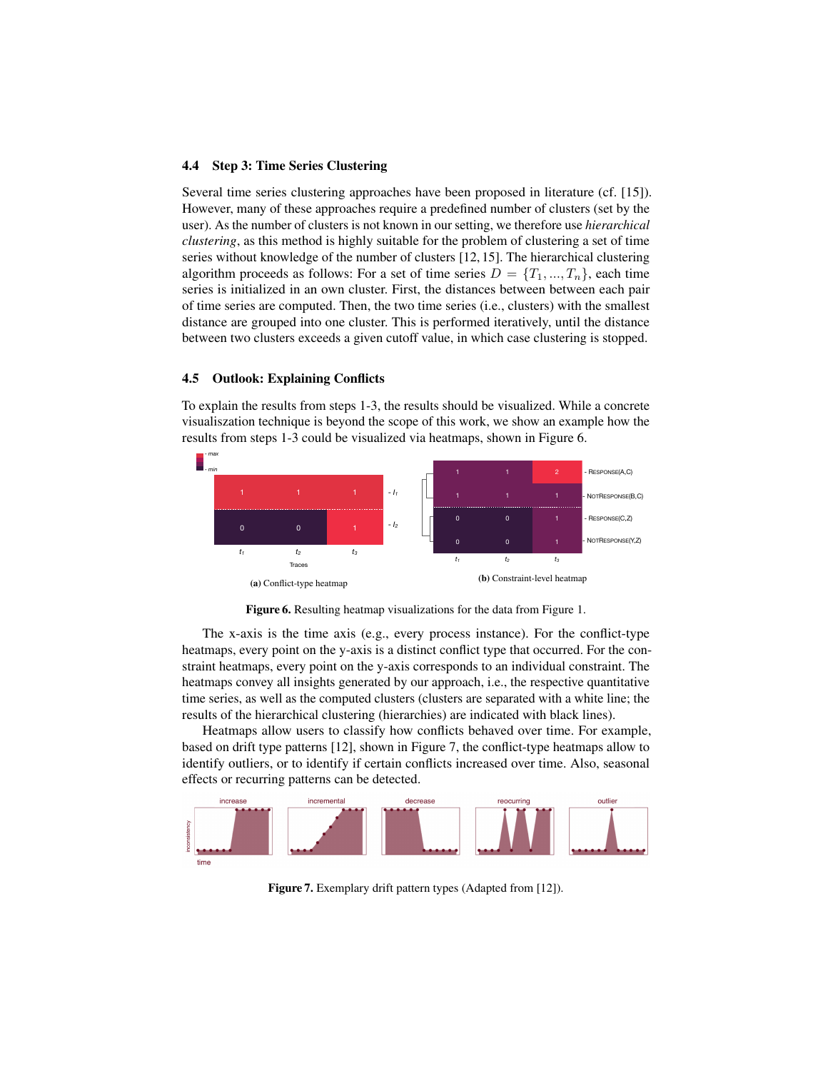### 4.4 Step 3: Time Series Clustering

Several time series clustering approaches have been proposed in literature (cf. [15]). However, many of these approaches require a predefined number of clusters (set by the user). As the number of clusters is not known in our setting, we therefore use *hierarchical clustering*, as this method is highly suitable for the problem of clustering a set of time series without knowledge of the number of clusters [12, 15]. The hierarchical clustering algorithm proceeds as follows: For a set of time series $D = \{T_1, ..., T_n\}$, each time series is initialized in an own cluster. First, the distances between between each pair of time series are computed. Then, the two time series (i.e., clusters) with the smallest distance are grouped into one cluster. This is performed iteratively, until the distance between two clusters exceeds a given cutoff value, in which case clustering is stopped.

### 4.5 Outlook: Explaining Conflicts

To explain the results from steps 1-3, the results should be visualized. While a concrete visualiszation technique is beyond the scope of this work, we show an example how the results from steps 1-3 could be visualized via heatmaps, shown in Figure 6.

- max
- min

1 1 1 - $I_1$
0 0 1 - $I_2$
$t_1$ $t_2$ $t_3$
Traces

(a) Conflict-type heatmap

1 1 2 - RESPONSE(A,C)
1 1 1 - NOTRESPONSE(B,C)
0 0 1 - RESPONSE(C,Z)
0 0 1 - NOTRESPONSE(Y,Z)
$t_1$ $t_2$ $t_3$

(b) Constraint-level heatmap

**Figure 6.** Resulting heatmap visualizations for the data from Figure 1.

The x-axis is the time axis (e.g., every process instance). For the conflict-type heatmaps, every point on the y-axis is a distinct conflict type that occurred. For the constraint heatmaps, every point on the y-axis corresponds to an individual constraint. The heatmaps convey all insights generated by our approach, i.e., the respective quantitative time series, as well as the computed clusters (clusters are separated with a white line; the results of the hierarchical clustering (hierarchies) are indicated with black lines).

Heatmaps allow users to classify how conflicts behaved over time. For example, based on drift type patterns [12], shown in Figure 7, the conflict-type heatmaps allow to identify outliers, or to identify if certain conflicts increased over time. Also, seasonal effects or recurring patterns can be detected.

inconsistency
time
increase
incremental
decrease
reocurring
outlier

**Figure 7.** Exemplary drift pattern types (Adapted from [12]).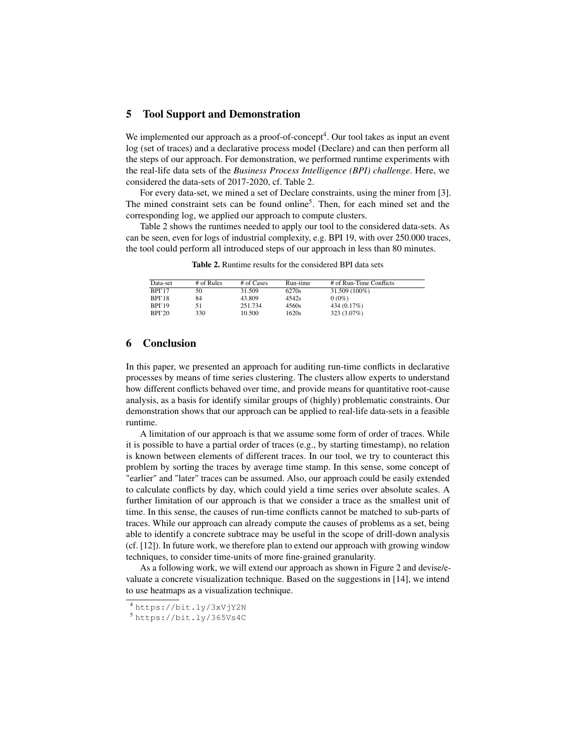## 5 Tool Support and Demonstration

We implemented our approach as a proof-of-concept[4]. Our tool takes as input an event log (set of traces) and a declarative process model (Declare) and can then perform all the steps of our approach. For demonstration, we performed runtime experiments with the real-life data sets of the *Business Process Intelligence (BPI) challenge*. Here, we considered the data-sets of 2017-2020, cf. Table 2.

For every data-set, we mined a set of Declare constraints, using the miner from [3]. The mined constraint sets can be found online[5]. Then, for each mined set and the corresponding log, we applied our approach to compute clusters.

Table 2 shows the runtimes needed to apply our tool to the considered data-sets. As can be seen, even for logs of industrial complexity, e.g. BPI 19, with over 250.000 traces, the tool could perform all introduced steps of our approach in less than 80 minutes.

**Table 2.** Runtime results for the considered BPI data sets

| Data-set | # of Rules | # of Cases | Run-time | # of Run-Time Conflicts |
|---|---|---|---|---|
| BPI'17 | 50 | 31.509 | 6270s | 31.509 (100%) |
| BPI'18 | 84 | 43.809 | 4542s | 0 (0%) |
| BPI'19 | 51 | 251.734 | 4560s | 434 (0.17%) |
| BPI'20 | 330 | 10.500 | 1620s | 323 (3.07%) |

## 6 Conclusion

In this paper, we presented an approach for auditing run-time conflicts in declarative processes by means of time series clustering. The clusters allow experts to understand how different conflicts behaved over time, and provide means for quantitative root-cause analysis, as a basis for identify similar groups of (highly) problematic constraints. Our demonstration shows that our approach can be applied to real-life data-sets in a feasible runtime.

A limitation of our approach is that we assume some form of order of traces. While it is possible to have a partial order of traces (e.g., by starting timestamp), no relation is known between elements of different traces. In our tool, we try to counteract this problem by sorting the traces by average time stamp. In this sense, some concept of "earlier" and "later" traces can be assumed. Also, our approach could be easily extended to calculate conflicts by day, which could yield a time series over absolute scales. A further limitation of our approach is that we consider a trace as the smallest unit of time. In this sense, the causes of run-time conflicts cannot be matched to sub-parts of traces. While our approach can already compute the causes of problems as a set, being able to identify a concrete subtrace may be useful in the scope of drill-down analysis (cf. [12]). In future work, we therefore plan to extend our approach with growing window techniques, to consider time-units of more fine-grained granularity.

As a following work, we will extend our approach as shown in Figure 2 and devise/evaluate a concrete visualization technique. Based on the suggestions in [14], we intend to use heatmaps as a visualization technique.

[4] https://bit.ly/3xVjY2N

[5] https://bit.ly/365Vs4C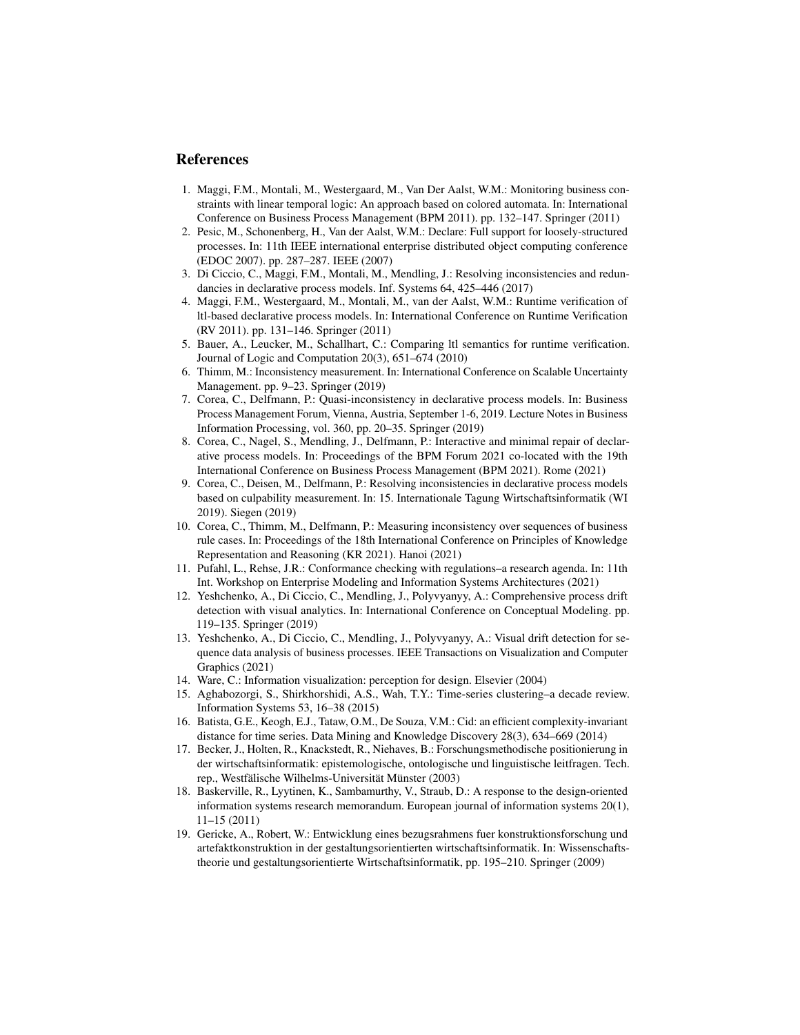## References

1. Maggi, F.M., Montali, M., Westergaard, M., Van Der Aalst, W.M.: Monitoring business constraints with linear temporal logic: An approach based on colored automata. In: International Conference on Business Process Management (BPM 2011). pp. 132–147. Springer (2011)
2. Pesic, M., Schonenberg, H., Van der Aalst, W.M.: Declare: Full support for loosely-structured processes. In: 11th IEEE international enterprise distributed object computing conference (EDOC 2007). pp. 287–287. IEEE (2007)
3. Di Ciccio, C., Maggi, F.M., Montali, M., Mendling, J.: Resolving inconsistencies and redundancies in declarative process models. Inf. Systems 64, 425–446 (2017)
4. Maggi, F.M., Westergaard, M., Montali, M., van der Aalst, W.M.: Runtime verification of ltl-based declarative process models. In: International Conference on Runtime Verification (RV 2011). pp. 131–146. Springer (2011)
5. Bauer, A., Leucker, M., Schallhart, C.: Comparing ltl semantics for runtime verification. Journal of Logic and Computation 20(3), 651–674 (2010)
6. Thimm, M.: Inconsistency measurement. In: International Conference on Scalable Uncertainty Management. pp. 9–23. Springer (2019)
7. Corea, C., Delfmann, P.: Quasi-inconsistency in declarative process models. In: Business Process Management Forum, Vienna, Austria, September 1-6, 2019. Lecture Notes in Business Information Processing, vol. 360, pp. 20–35. Springer (2019)
8. Corea, C., Nagel, S., Mendling, J., Delfmann, P.: Interactive and minimal repair of declarative process models. In: Proceedings of the BPM Forum 2021 co-located with the 19th International Conference on Business Process Management (BPM 2021). Rome (2021)
9. Corea, C., Deisen, M., Delfmann, P.: Resolving inconsistencies in declarative process models based on culpability measurement. In: 15. Internationale Tagung Wirtschaftsinformatik (WI 2019). Siegen (2019)
10. Corea, C., Thimm, M., Delfmann, P.: Measuring inconsistency over sequences of business rule cases. In: Proceedings of the 18th International Conference on Principles of Knowledge Representation and Reasoning (KR 2021). Hanoi (2021)
11. Pufahl, L., Rehse, J.R.: Conformance checking with regulations–a research agenda. In: 11th Int. Workshop on Enterprise Modeling and Information Systems Architectures (2021)
12. Yeshchenko, A., Di Ciccio, C., Mendling, J., Polyvyanyy, A.: Comprehensive process drift detection with visual analytics. In: International Conference on Conceptual Modeling. pp. 119–135. Springer (2019)
13. Yeshchenko, A., Di Ciccio, C., Mendling, J., Polyvyanyy, A.: Visual drift detection for sequence data analysis of business processes. IEEE Transactions on Visualization and Computer Graphics (2021)
14. Ware, C.: Information visualization: perception for design. Elsevier (2004)
15. Aghabozorgi, S., Shirkhorshidi, A.S., Wah, T.Y.: Time-series clustering–a decade review. Information Systems 53, 16–38 (2015)
16. Batista, G.E., Keogh, E.J., Tataw, O.M., De Souza, V.M.: Cid: an efficient complexity-invariant distance for time series. Data Mining and Knowledge Discovery 28(3), 634–669 (2014)
17. Becker, J., Holten, R., Knackstedt, R., Niehaves, B.: Forschungsmethodische positionierung in der wirtschaftsinformatik: epistemologische, ontologische und linguistische leitfragen. Tech. rep., Westfälische Wilhelms-Universität Münster (2003)
18. Baskerville, R., Lyytinen, K., Sambamurthy, V., Straub, D.: A response to the design-oriented information systems research memorandum. European journal of information systems 20(1), 11–15 (2011)
19. Gericke, A., Robert, W.: Entwicklung eines bezugsrahmens fuer konstruktionsforschung und artefaktkonstruktion in der gestaltungsorientierten wirtschaftsinformatik. In: Wissenschaftstheorie und gestaltungsorientierte Wirtschaftsinformatik, pp. 195–210. Springer (2009)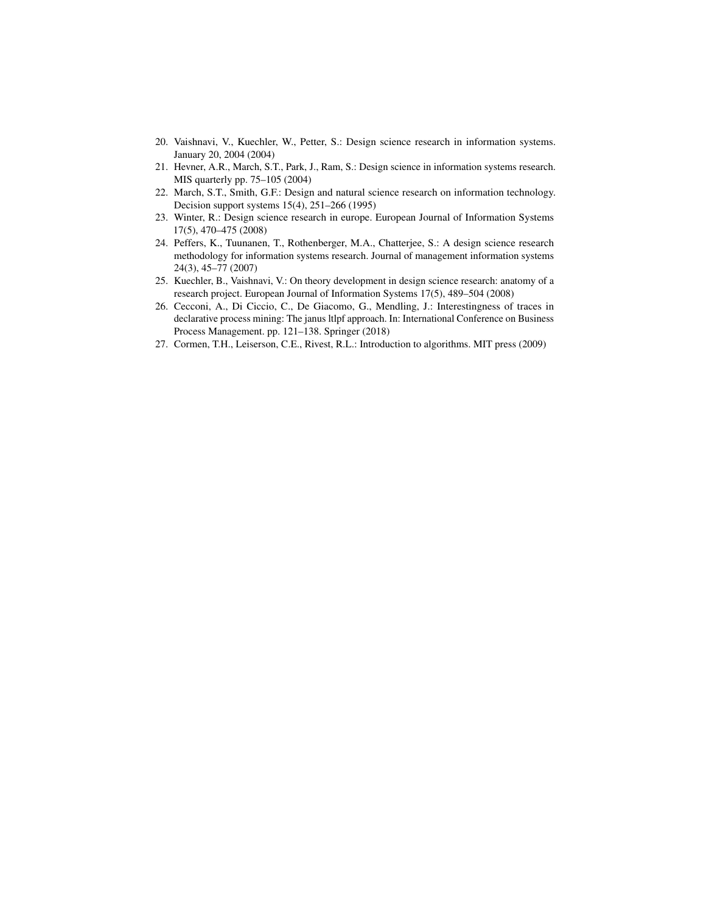20. Vaishnavi, V., Kuechler, W., Petter, S.: Design science research in information systems. January 20, 2004 (2004)
21. Hevner, A.R., March, S.T., Park, J., Ram, S.: Design science in information systems research. MIS quarterly pp. 75–105 (2004)
22. March, S.T., Smith, G.F.: Design and natural science research on information technology. Decision support systems 15(4), 251–266 (1995)
23. Winter, R.: Design science research in europe. European Journal of Information Systems 17(5), 470–475 (2008)
24. Peffers, K., Tuunanen, T., Rothenberger, M.A., Chatterjee, S.: A design science research methodology for information systems research. Journal of management information systems 24(3), 45–77 (2007)
25. Kuechler, B., Vaishnavi, V.: On theory development in design science research: anatomy of a research project. European Journal of Information Systems 17(5), 489–504 (2008)
26. Cecconi, A., Di Ciccio, C., De Giacomo, G., Mendling, J.: Interestingness of traces in declarative process mining: The janus ltlpf approach. In: International Conference on Business Process Management. pp. 121–138. Springer (2018)
27. Cormen, T.H., Leiserson, C.E., Rivest, R.L.: Introduction to algorithms. MIT press (2009)